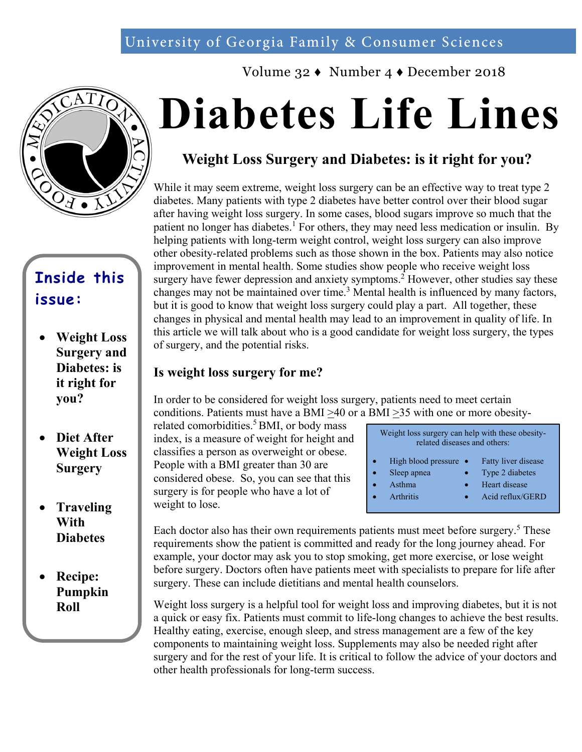University of Georgia Family & Consumer Sciences

Volume 32 ♦ Number 4 ♦ December 2018

# Diabetes Life Lines

## Inside this issue:

- **Weight Loss Surgery and Diabetes: is it right for you?**
- **Diet After Weight Loss Surgery**
- **Traveling With Diabetes**
- **Recipe: Pumpkin Roll**

## Weight Loss Surgery and Diabetes: is it right for you?

While it may seem extreme, weight loss surgery can be an effective way to treat type 2 diabetes. Many patients with type 2 diabetes have better control over their blood sugar after having weight loss surgery. In some cases, blood sugars improve so much that the patient no longer has diabetes.[1] For others, they may need less medication or insulin. By helping patients with long-term weight control, weight loss surgery can also improve other obesity-related problems such as those shown in the box. Patients may also notice improvement in mental health. Some studies show people who receive weight loss surgery have fewer depression and anxiety symptoms.[2] However, other studies say these changes may not be maintained over time.[3] Mental health is influenced by many factors, but it is good to know that weight loss surgery could play a part. All together, these changes in physical and mental health may lead to an improvement in quality of life. In this article we will talk about who is a good candidate for weight loss surgery, the types of surgery, and the potential risks.

### Is weight loss surgery for me?

In order to be considered for weight loss surgery, patients need to meet certain conditions. Patients must have a BMI ≥40 or a BMI ≥35 with one or more obesity-related comorbidities.[5] BMI, or body mass index, is a measure of weight for height and classifies a person as overweight or obese. People with a BMI greater than 30 are considered obese. So, you can see that this surgery is for people who have a lot of weight to lose.

> Weight loss surgery can help with these obesity-related diseases and others:
>
> - High blood pressure
> - Sleep apnea
> - Asthma
> - Arthritis
> - Fatty liver disease
> - Type 2 diabetes
> - Heart disease
> - Acid reflux/GERD

Each doctor also has their own requirements patients must meet before surgery.[5] These requirements show the patient is committed and ready for the long journey ahead. For example, your doctor may ask you to stop smoking, get more exercise, or lose weight before surgery. Doctors often have patients meet with specialists to prepare for life after surgery. These can include dietitians and mental health counselors.

Weight loss surgery is a helpful tool for weight loss and improving diabetes, but it is not a quick or easy fix. Patients must commit to life-long changes to achieve the best results. Healthy eating, exercise, enough sleep, and stress management are a few of the key components to maintaining weight loss. Supplements may also be needed right after surgery and for the rest of your life. It is critical to follow the advice of your doctors and other health professionals for long-term success.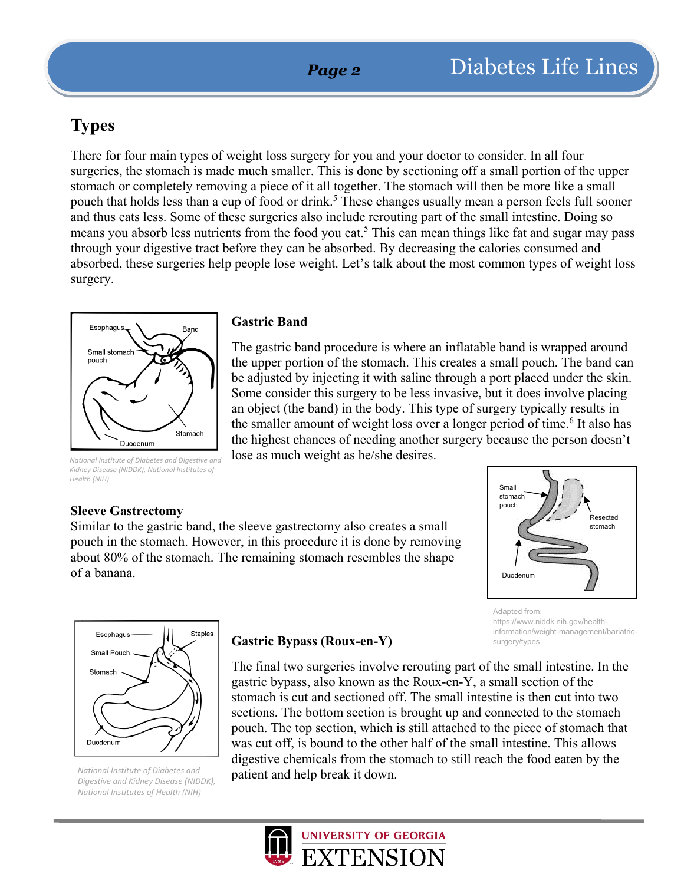## Types

There for four main types of weight loss surgery for you and your doctor to consider. In all four surgeries, the stomach is made much smaller. This is done by sectioning off a small portion of the upper stomach or completely removing a piece of it all together. The stomach will then be more like a small pouch that holds less than a cup of food or drink.[5] These changes usually mean a person feels full sooner and thus eats less. Some of these surgeries also include rerouting part of the small intestine. Doing so means you absorb less nutrients from the food you eat.[5] This can mean things like fat and sugar may pass through your digestive tract before they can be absorbed. By decreasing the calories consumed and absorbed, these surgeries help people lose weight. Let's talk about the most common types of weight loss surgery.

*National Institute of Diabetes and Digestive and Kidney Disease (NIDDK), National Institutes of Health (NIH)*

### Gastric Band

The gastric band procedure is where an inflatable band is wrapped around the upper portion of the stomach. This creates a small pouch. The band can be adjusted by injecting it with saline through a port placed under the skin. Some consider this surgery to be less invasive, but it does involve placing an object (the band) in the body. This type of surgery typically results in the smaller amount of weight loss over a longer period of time.[6] It also has the highest chances of needing another surgery because the person doesn't lose as much weight as he/she desires.

### Sleeve Gastrectomy

Similar to the gastric band, the sleeve gastrectomy also creates a small pouch in the stomach. However, in this procedure it is done by removing about 80% of the stomach. The remaining stomach resembles the shape of a banana.

Adapted from: https://www.niddk.nih.gov/health-information/weight-management/bariatric-surgery/types

*National Institute of Diabetes and Digestive and Kidney Disease (NIDDK), National Institutes of Health (NIH)*

### Gastric Bypass (Roux-en-Y)

The final two surgeries involve rerouting part of the small intestine. In the gastric bypass, also known as the Roux-en-Y, a small section of the stomach is cut and sectioned off. The small intestine is then cut into two sections. The bottom section is brought up and connected to the stomach pouch. The top section, which is still attached to the piece of stomach that was cut off, is bound to the other half of the small intestine. This allows digestive chemicals from the stomach to still reach the food eaten by the patient and help break it down.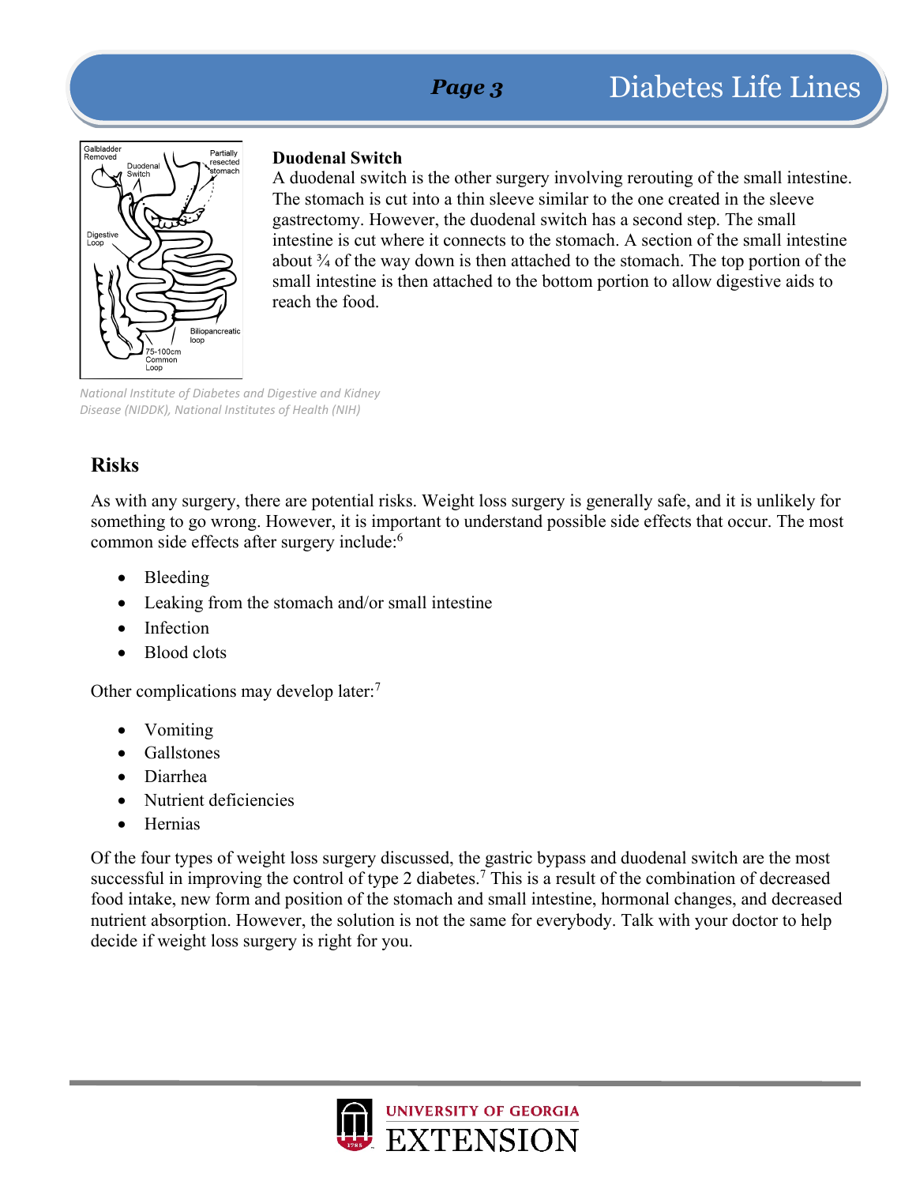### Duodenal Switch

A duodenal switch is the other surgery involving rerouting of the small intestine. The stomach is cut into a thin sleeve similar to the one created in the sleeve gastrectomy. However, the duodenal switch has a second step. The small intestine is cut where it connects to the stomach. A section of the small intestine about ¾ of the way down is then attached to the stomach. The top portion of the small intestine is then attached to the bottom portion to allow digestive aids to reach the food.

*National Institute of Diabetes and Digestive and Kidney Disease (NIDDK), National Institutes of Health (NIH)*

## Risks

As with any surgery, there are potential risks. Weight loss surgery is generally safe, and it is unlikely for something to go wrong. However, it is important to understand possible side effects that occur. The most common side effects after surgery include:[6]

- Bleeding
- Leaking from the stomach and/or small intestine
- Infection
- Blood clots

Other complications may develop later:[7]

- Vomiting
- Gallstones
- Diarrhea
- Nutrient deficiencies
- Hernias

Of the four types of weight loss surgery discussed, the gastric bypass and duodenal switch are the most successful in improving the control of type 2 diabetes.[7] This is a result of the combination of decreased food intake, new form and position of the stomach and small intestine, hormonal changes, and decreased nutrient absorption. However, the solution is not the same for everybody. Talk with your doctor to help decide if weight loss surgery is right for you.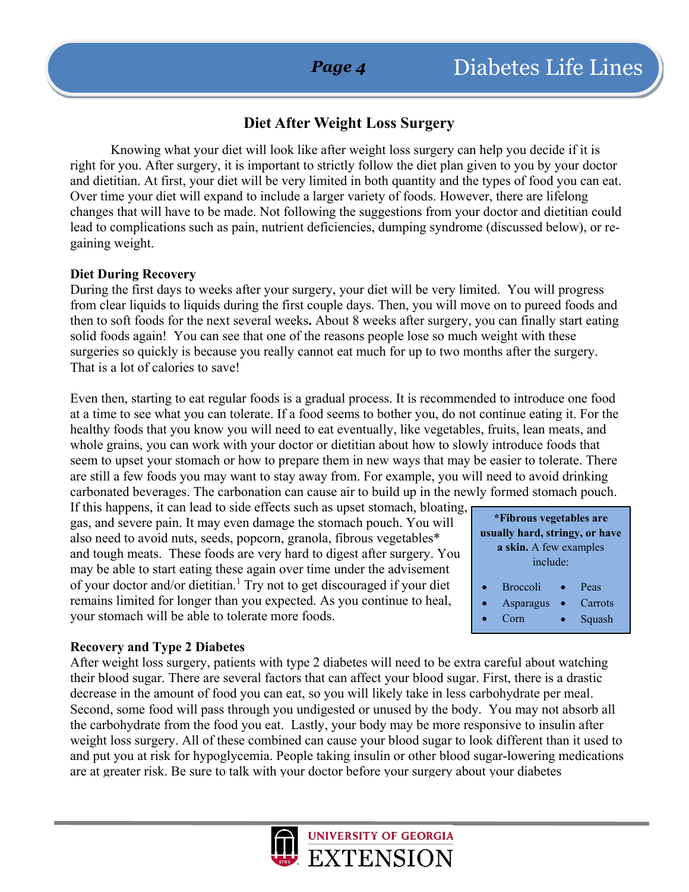## Diet After Weight Loss Surgery

Knowing what your diet will look like after weight loss surgery can help you decide if it is right for you. After surgery, it is important to strictly follow the diet plan given to you by your doctor and dietitian. At first, your diet will be very limited in both quantity and the types of food you can eat. Over time your diet will expand to include a larger variety of foods. However, there are lifelong changes that will have to be made. Not following the suggestions from your doctor and dietitian could lead to complications such as pain, nutrient deficiencies, dumping syndrome (discussed below), or re-gaining weight.

**Diet During Recovery**

During the first days to weeks after your surgery, your diet will be very limited. You will progress from clear liquids to liquids during the first couple days. Then, you will move on to pureed foods and then to soft foods for the next several weeks**.** About 8 weeks after surgery, you can finally start eating solid foods again! You can see that one of the reasons people lose so much weight with these surgeries so quickly is because you really cannot eat much for up to two months after the surgery. That is a lot of calories to save!

Even then, starting to eat regular foods is a gradual process. It is recommended to introduce one food at a time to see what you can tolerate. If a food seems to bother you, do not continue eating it. For the healthy foods that you know you will need to eat eventually, like vegetables, fruits, lean meats, and whole grains, you can work with your doctor or dietitian about how to slowly introduce foods that seem to upset your stomach or how to prepare them in new ways that may be easier to tolerate. There are still a few foods you may want to stay away from. For example, you will need to avoid drinking carbonated beverages. The carbonation can cause air to build up in the newly formed stomach pouch. If this happens, it can lead to side effects such as upset stomach, bloating, gas, and severe pain. It may even damage the stomach pouch. You will also need to avoid nuts, seeds, popcorn, granola, fibrous vegetables* and tough meats. These foods are very hard to digest after surgery. You may be able to start eating these again over time under the advisement of your doctor and/or dietitian.[1] Try not to get discouraged if your diet remains limited for longer than you expected. As you continue to heal, your stomach will be able to tolerate more foods.

> **\*Fibrous vegetables are usually hard, stringy, or have a skin.** A few examples include:
>
> - Broccoli
> - Asparagus
> - Corn
> - Peas
> - Carrots
> - Squash

**Recovery and Type 2 Diabetes**

After weight loss surgery, patients with type 2 diabetes will need to be extra careful about watching their blood sugar. There are several factors that can affect your blood sugar. First, there is a drastic decrease in the amount of food you can eat, so you will likely take in less carbohydrate per meal. Second, some food will pass through you undigested or unused by the body. You may not absorb all the carbohydrate from the food you eat. Lastly, your body may be more responsive to insulin after weight loss surgery. All of these combined can cause your blood sugar to look different than it used to and put you at risk for hypoglycemia. People taking insulin or other blood sugar-lowering medications are at greater risk. Be sure to talk with your doctor before your surgery about your diabetes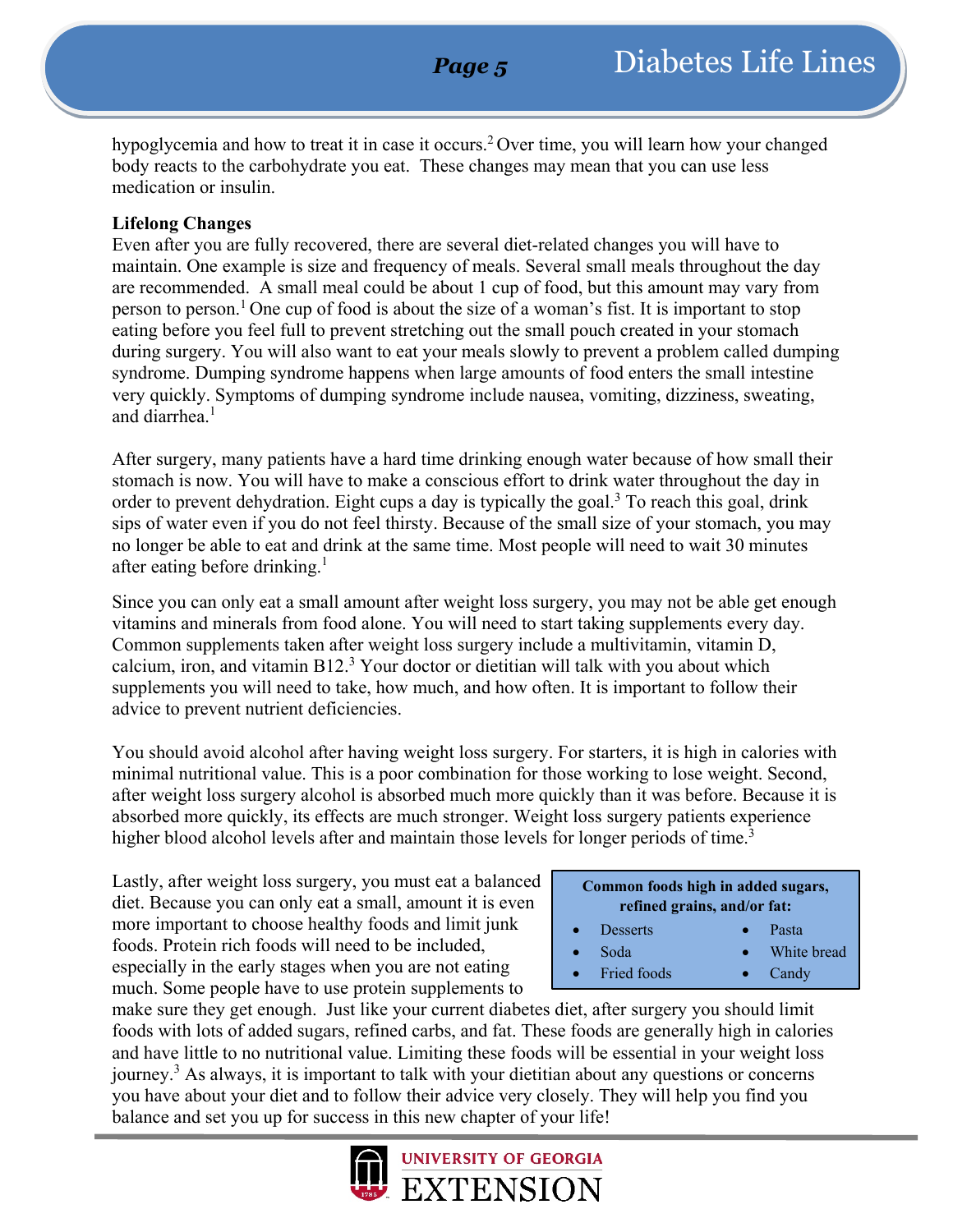hypoglycemia and how to treat it in case it occurs.[2] Over time, you will learn how your changed body reacts to the carbohydrate you eat. These changes may mean that you can use less medication or insulin.

**Lifelong Changes**

Even after you are fully recovered, there are several diet-related changes you will have to maintain. One example is size and frequency of meals. Several small meals throughout the day are recommended. A small meal could be about 1 cup of food, but this amount may vary from person to person.[1] One cup of food is about the size of a woman's fist. It is important to stop eating before you feel full to prevent stretching out the small pouch created in your stomach during surgery. You will also want to eat your meals slowly to prevent a problem called dumping syndrome. Dumping syndrome happens when large amounts of food enters the small intestine very quickly. Symptoms of dumping syndrome include nausea, vomiting, dizziness, sweating, and diarrhea.[1]

After surgery, many patients have a hard time drinking enough water because of how small their stomach is now. You will have to make a conscious effort to drink water throughout the day in order to prevent dehydration. Eight cups a day is typically the goal.[3] To reach this goal, drink sips of water even if you do not feel thirsty. Because of the small size of your stomach, you may no longer be able to eat and drink at the same time. Most people will need to wait 30 minutes after eating before drinking.[1]

Since you can only eat a small amount after weight loss surgery, you may not be able get enough vitamins and minerals from food alone. You will need to start taking supplements every day. Common supplements taken after weight loss surgery include a multivitamin, vitamin D, calcium, iron, and vitamin B12.[3] Your doctor or dietitian will talk with you about which supplements you will need to take, how much, and how often. It is important to follow their advice to prevent nutrient deficiencies.

You should avoid alcohol after having weight loss surgery. For starters, it is high in calories with minimal nutritional value. This is a poor combination for those working to lose weight. Second, after weight loss surgery alcohol is absorbed much more quickly than it was before. Because it is absorbed more quickly, its effects are much stronger. Weight loss surgery patients experience higher blood alcohol levels after and maintain those levels for longer periods of time.[3]

Lastly, after weight loss surgery, you must eat a balanced diet. Because you can only eat a small, amount it is even more important to choose healthy foods and limit junk foods. Protein rich foods will need to be included, especially in the early stages when you are not eating much. Some people have to use protein supplements to make sure they get enough. Just like your current diabetes diet, after surgery you should limit foods with lots of added sugars, refined carbs, and fat. These foods are generally high in calories and have little to no nutritional value. Limiting these foods will be essential in your weight loss journey.[3] As always, it is important to talk with your dietitian about any questions or concerns you have about your diet and to follow their advice very closely. They will help you find you balance and set you up for success in this new chapter of your life!

**Common foods high in added sugars, refined grains, and/or fat:**

- Desserts
- Soda
- Fried foods
- Pasta
- White bread
- Candy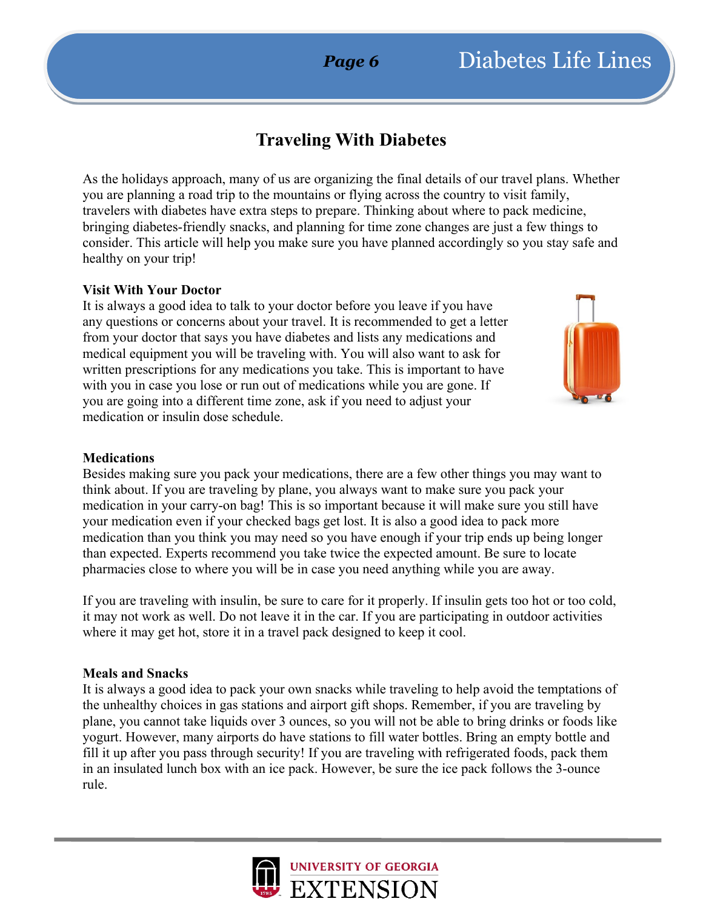# Traveling With Diabetes

As the holidays approach, many of us are organizing the final details of our travel plans. Whether you are planning a road trip to the mountains or flying across the country to visit family, travelers with diabetes have extra steps to prepare. Thinking about where to pack medicine, bringing diabetes-friendly snacks, and planning for time zone changes are just a few things to consider. This article will help you make sure you have planned accordingly so you stay safe and healthy on your trip!

**Visit With Your Doctor**

It is always a good idea to talk to your doctor before you leave if you have any questions or concerns about your travel. It is recommended to get a letter from your doctor that says you have diabetes and lists any medications and medical equipment you will be traveling with. You will also want to ask for written prescriptions for any medications you take. This is important to have with you in case you lose or run out of medications while you are gone. If you are going into a different time zone, ask if you need to adjust your medication or insulin dose schedule.

**Medications**

Besides making sure you pack your medications, there are a few other things you may want to think about. If you are traveling by plane, you always want to make sure you pack your medication in your carry-on bag! This is so important because it will make sure you still have your medication even if your checked bags get lost. It is also a good idea to pack more medication than you think you may need so you have enough if your trip ends up being longer than expected. Experts recommend you take twice the expected amount. Be sure to locate pharmacies close to where you will be in case you need anything while you are away.

If you are traveling with insulin, be sure to care for it properly. If insulin gets too hot or too cold, it may not work as well. Do not leave it in the car. If you are participating in outdoor activities where it may get hot, store it in a travel pack designed to keep it cool.

**Meals and Snacks**

It is always a good idea to pack your own snacks while traveling to help avoid the temptations of the unhealthy choices in gas stations and airport gift shops. Remember, if you are traveling by plane, you cannot take liquids over 3 ounces, so you will not be able to bring drinks or foods like yogurt. However, many airports do have stations to fill water bottles. Bring an empty bottle and fill it up after you pass through security! If you are traveling with refrigerated foods, pack them in an insulated lunch box with an ice pack. However, be sure the ice pack follows the 3-ounce rule.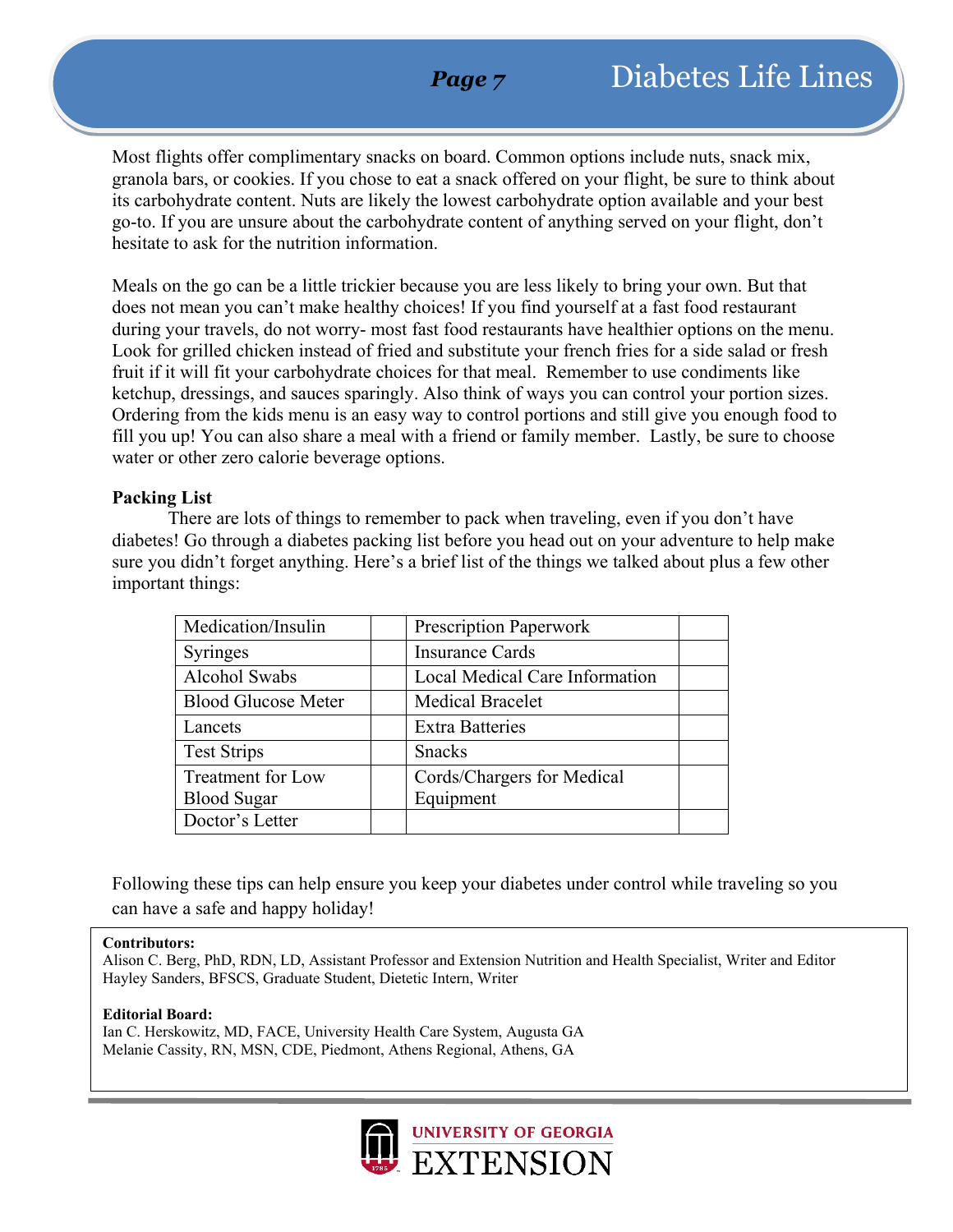Most flights offer complimentary snacks on board. Common options include nuts, snack mix, granola bars, or cookies. If you chose to eat a snack offered on your flight, be sure to think about its carbohydrate content. Nuts are likely the lowest carbohydrate option available and your best go-to. If you are unsure about the carbohydrate content of anything served on your flight, don't hesitate to ask for the nutrition information.

Meals on the go can be a little trickier because you are less likely to bring your own. But that does not mean you can't make healthy choices! If you find yourself at a fast food restaurant during your travels, do not worry- most fast food restaurants have healthier options on the menu. Look for grilled chicken instead of fried and substitute your french fries for a side salad or fresh fruit if it will fit your carbohydrate choices for that meal. Remember to use condiments like ketchup, dressings, and sauces sparingly. Also think of ways you can control your portion sizes. Ordering from the kids menu is an easy way to control portions and still give you enough food to fill you up! You can also share a meal with a friend or family member. Lastly, be sure to choose water or other zero calorie beverage options.

**Packing List**

There are lots of things to remember to pack when traveling, even if you don't have diabetes! Go through a diabetes packing list before you head out on your adventure to help make sure you didn't forget anything. Here's a brief list of the things we talked about plus a few other important things:

| | | | |
|---|---|---|---|
| Medication/Insulin | | Prescription Paperwork | |
| Syringes | | Insurance Cards | |
| Alcohol Swabs | | Local Medical Care Information | |
| Blood Glucose Meter | | Medical Bracelet | |
| Lancets | | Extra Batteries | |
| Test Strips | | Snacks | |
| Treatment for Low Blood Sugar | | Cords/Chargers for Medical Equipment | |
| Doctor's Letter | | | |

Following these tips can help ensure you keep your diabetes under control while traveling so you can have a safe and happy holiday!

**Contributors:**
Alison C. Berg, PhD, RDN, LD, Assistant Professor and Extension Nutrition and Health Specialist, Writer and Editor
Hayley Sanders, BFSCS, Graduate Student, Dietetic Intern, Writer

**Editorial Board:**
Ian C. Herskowitz, MD, FACE, University Health Care System, Augusta GA
Melanie Cassity, RN, MSN, CDE, Piedmont, Athens Regional, Athens, GA

UNIVERSITY OF GEORGIA EXTENSION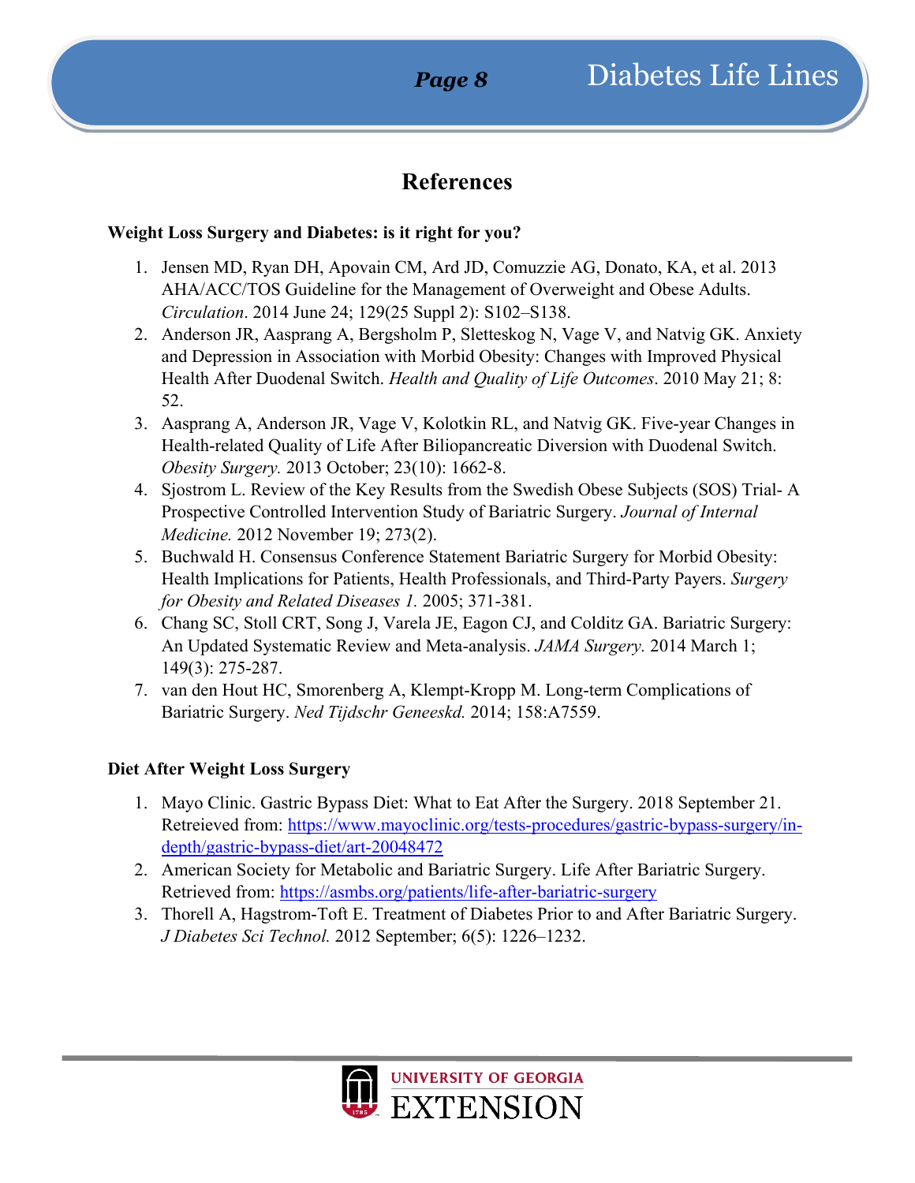# References

**Weight Loss Surgery and Diabetes: is it right for you?**

1. Jensen MD, Ryan DH, Apovain CM, Ard JD, Comuzzie AG, Donato, KA, et al. 2013 AHA/ACC/TOS Guideline for the Management of Overweight and Obese Adults. *Circulation*. 2014 June 24; 129(25 Suppl 2): S102–S138.
2. Anderson JR, Aasprang A, Bergsholm P, Sletteskog N, Vage V, and Natvig GK. Anxiety and Depression in Association with Morbid Obesity: Changes with Improved Physical Health After Duodenal Switch. *Health and Quality of Life Outcomes*. 2010 May 21; 8: 52.
3. Aasprang A, Anderson JR, Vage V, Kolotkin RL, and Natvig GK. Five-year Changes in Health-related Quality of Life After Biliopancreatic Diversion with Duodenal Switch. *Obesity Surgery.* 2013 October; 23(10): 1662-8.
4. Sjostrom L. Review of the Key Results from the Swedish Obese Subjects (SOS) Trial- A Prospective Controlled Intervention Study of Bariatric Surgery. *Journal of Internal Medicine.* 2012 November 19; 273(2).
5. Buchwald H. Consensus Conference Statement Bariatric Surgery for Morbid Obesity: Health Implications for Patients, Health Professionals, and Third-Party Payers. *Surgery for Obesity and Related Diseases 1.* 2005; 371-381.
6. Chang SC, Stoll CRT, Song J, Varela JE, Eagon CJ, and Colditz GA. Bariatric Surgery: An Updated Systematic Review and Meta-analysis. *JAMA Surgery.* 2014 March 1; 149(3): 275-287.
7. van den Hout HC, Smorenberg A, Klempt-Kropp M. Long-term Complications of Bariatric Surgery. *Ned Tijdschr Geneeskd.* 2014; 158:A7559.

**Diet After Weight Loss Surgery**

1. Mayo Clinic. Gastric Bypass Diet: What to Eat After the Surgery. 2018 September 21. Retreieved from: https://www.mayoclinic.org/tests-procedures/gastric-bypass-surgery/in-depth/gastric-bypass-diet/art-20048472
2. American Society for Metabolic and Bariatric Surgery. Life After Bariatric Surgery. Retrieved from: https://asmbs.org/patients/life-after-bariatric-surgery
3. Thorell A, Hagstrom-Toft E. Treatment of Diabetes Prior to and After Bariatric Surgery. *J Diabetes Sci Technol.* 2012 September; 6(5): 1226–1232.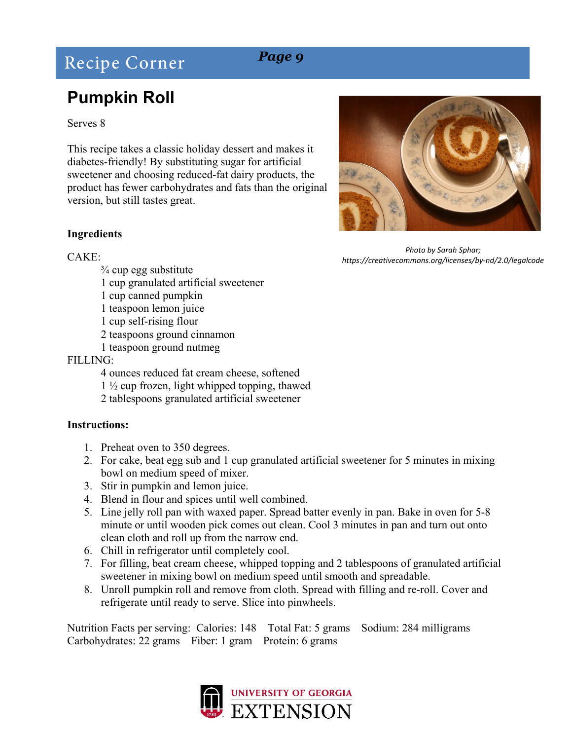# Pumpkin Roll

Serves 8

This recipe takes a classic holiday dessert and makes it diabetes-friendly! By substituting sugar for artificial sweetener and choosing reduced-fat dairy products, the product has fewer carbohydrates and fats than the original version, but still tastes great.

*Photo by Sarah Sphar; https://creativecommons.org/licenses/by-nd/2.0/legalcode*

**Ingredients**

CAKE:

- ¾ cup egg substitute
- 1 cup granulated artificial sweetener
- 1 cup canned pumpkin
- 1 teaspoon lemon juice
- 1 cup self-rising flour
- 2 teaspoons ground cinnamon
- 1 teaspoon ground nutmeg

FILLING:

- 4 ounces reduced fat cream cheese, softened
- 1 ½ cup frozen, light whipped topping, thawed
- 2 tablespoons granulated artificial sweetener

**Instructions:**

1. Preheat oven to 350 degrees.
2. For cake, beat egg sub and 1 cup granulated artificial sweetener for 5 minutes in mixing bowl on medium speed of mixer.
3. Stir in pumpkin and lemon juice.
4. Blend in flour and spices until well combined.
5. Line jelly roll pan with waxed paper. Spread batter evenly in pan. Bake in oven for 5-8 minute or until wooden pick comes out clean. Cool 3 minutes in pan and turn out onto clean cloth and roll up from the narrow end.
6. Chill in refrigerator until completely cool.
7. For filling, beat cream cheese, whipped topping and 2 tablespoons of granulated artificial sweetener in mixing bowl on medium speed until smooth and spreadable.
8. Unroll pumpkin roll and remove from cloth. Spread with filling and re-roll. Cover and refrigerate until ready to serve. Slice into pinwheels.

Nutrition Facts per serving: Calories: 148 Total Fat: 5 grams Sodium: 284 milligrams
Carbohydrates: 22 grams Fiber: 1 gram Protein: 6 grams

UNIVERSITY OF GEORGIA EXTENSION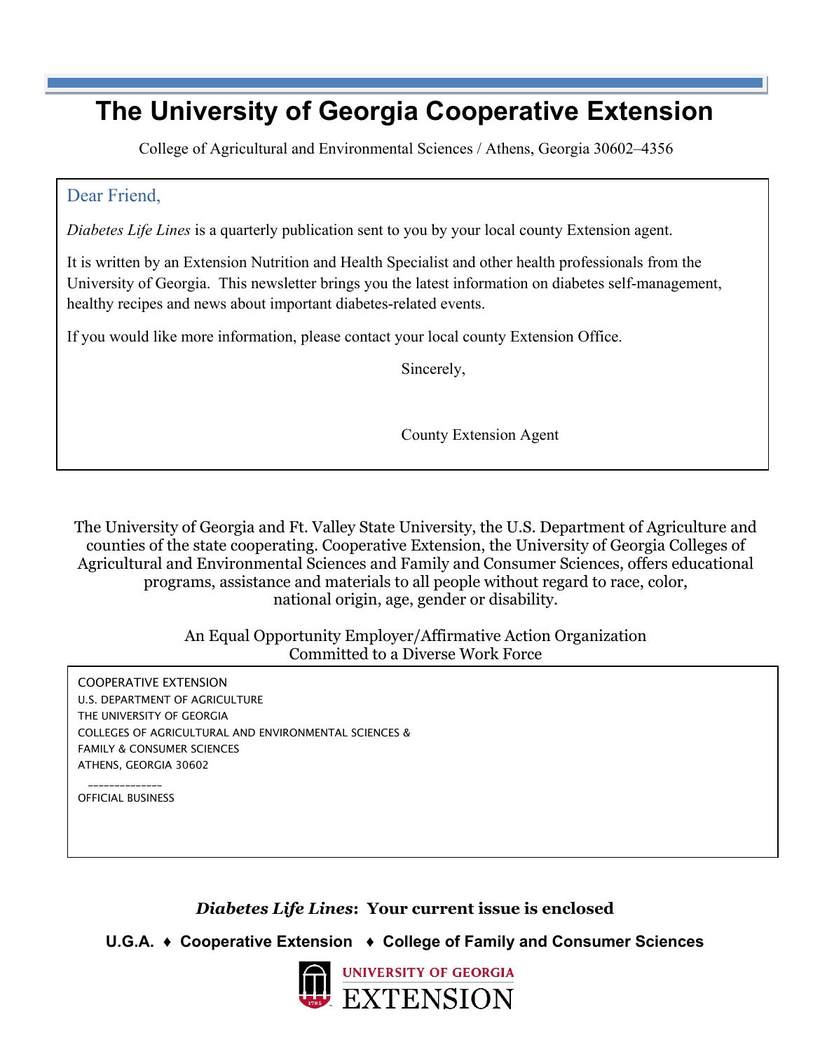# The University of Georgia Cooperative Extension

College of Agricultural and Environmental Sciences / Athens, Georgia 30602–4356

Dear Friend,

*Diabetes Life Lines* is a quarterly publication sent to you by your local county Extension agent.

It is written by an Extension Nutrition and Health Specialist and other health professionals from the University of Georgia. This newsletter brings you the latest information on diabetes self-management, healthy recipes and news about important diabetes-related events.

If you would like more information, please contact your local county Extension Office.

Sincerely,

County Extension Agent

The University of Georgia and Ft. Valley State University, the U.S. Department of Agriculture and counties of the state cooperating. Cooperative Extension, the University of Georgia Colleges of Agricultural and Environmental Sciences and Family and Consumer Sciences, offers educational programs, assistance and materials to all people without regard to race, color, national origin, age, gender or disability.

An Equal Opportunity Employer/Affirmative Action Organization
Committed to a Diverse Work Force

COOPERATIVE EXTENSION
U.S. DEPARTMENT OF AGRICULTURE
THE UNIVERSITY OF GEORGIA
COLLEGES OF AGRICULTURAL AND ENVIRONMENTAL SCIENCES &
FAMILY & CONSUMER SCIENCES
ATHENS, GEORGIA 30602
______________
OFFICIAL BUSINESS

***Diabetes Life Lines*: Your current issue is enclosed**

**U.G.A. ♦ Cooperative Extension ♦ College of Family and Consumer Sciences**

UNIVERSITY OF GEORGIA
EXTENSION